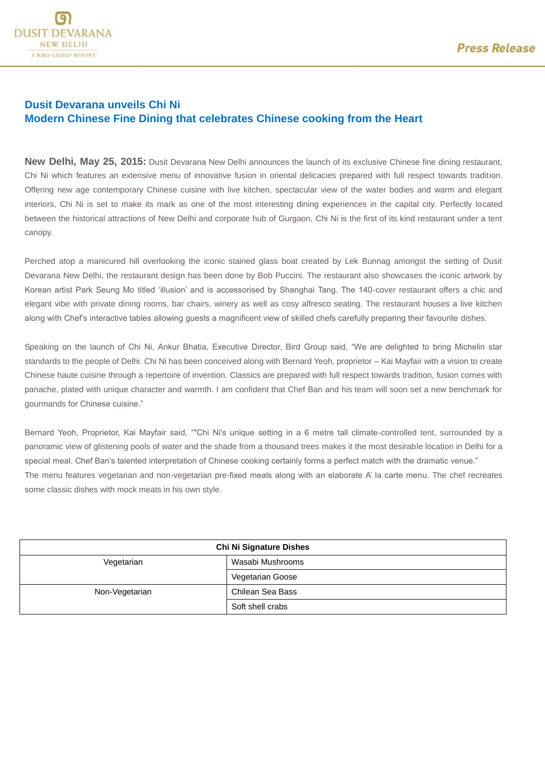## Dusit Devarana unveils Chi Ni
## Modern Chinese Fine Dining that celebrates Chinese cooking from the Heart

**New Delhi, May 25, 2015:** Dusit Devarana New Delhi announces the launch of its exclusive Chinese fine dining restaurant, Chi Ni which features an extensive menu of innovative fusion in oriental delicacies prepared with full respect towards tradition. Offering new age contemporary Chinese cuisine with live kitchen, spectacular view of the water bodies and warm and elegant interiors, Chi Ni is set to make its mark as one of the most interesting dining experiences in the capital city. Perfectly located between the historical attractions of New Delhi and corporate hub of Gurgaon, Chi Ni is the first of its kind restaurant under a tent canopy.

Perched atop a manicured hill overlooking the iconic stained glass boat created by Lek Bunnag amongst the setting of Dusit Devarana New Delhi, the restaurant design has been done by Bob Puccini. The restaurant also showcases the iconic artwork by Korean artist Park Seung Mo titled 'illusion' and is accessorised by Shanghai Tang. The 140-cover restaurant offers a chic and elegant vibe with private dining rooms, bar chairs, winery as well as cosy alfresco seating. The restaurant houses a live kitchen along with Chef's interactive tables allowing guests a magnificent view of skilled chefs carefully preparing their favourite dishes.

Speaking on the launch of Chi Ni, Ankur Bhatia, Executive Director, Bird Group said, "We are delighted to bring Michelin star standards to the people of Delhi. Chi Ni has been conceived along with Bernard Yeoh, proprietor – Kai Mayfair with a vision to create Chinese haute cuisine through a repertoire of invention. Classics are prepared with full respect towards tradition, fusion comes with panache, plated with unique character and warmth. I am confident that Chef Ban and his team will soon set a new benchmark for gourmands for Chinese cuisine."

Bernard Yeoh, Proprietor, Kai Mayfair said, ""Chi Ni's unique setting in a 6 metre tall climate-controlled tent, surrounded by a panoramic view of glistening pools of water and the shade from a thousand trees makes it the most desirable location in Delhi for a special meal. Chef Ban's talented interpretation of Chinese cooking certainly forms a perfect match with the dramatic venue."

The menu features vegetarian and non-vegetarian pre-fixed meals along with an elaborate A' la carte menu. The chef recreates some classic dishes with mock meats in his own style.

| **Chi Ni Signature Dishes** | |
|---|---|
| Vegetarian | Wasabi Mushrooms |
| | Vegetarian Goose |
| Non-Vegetarian | Chilean Sea Bass |
| | Soft shell crabs |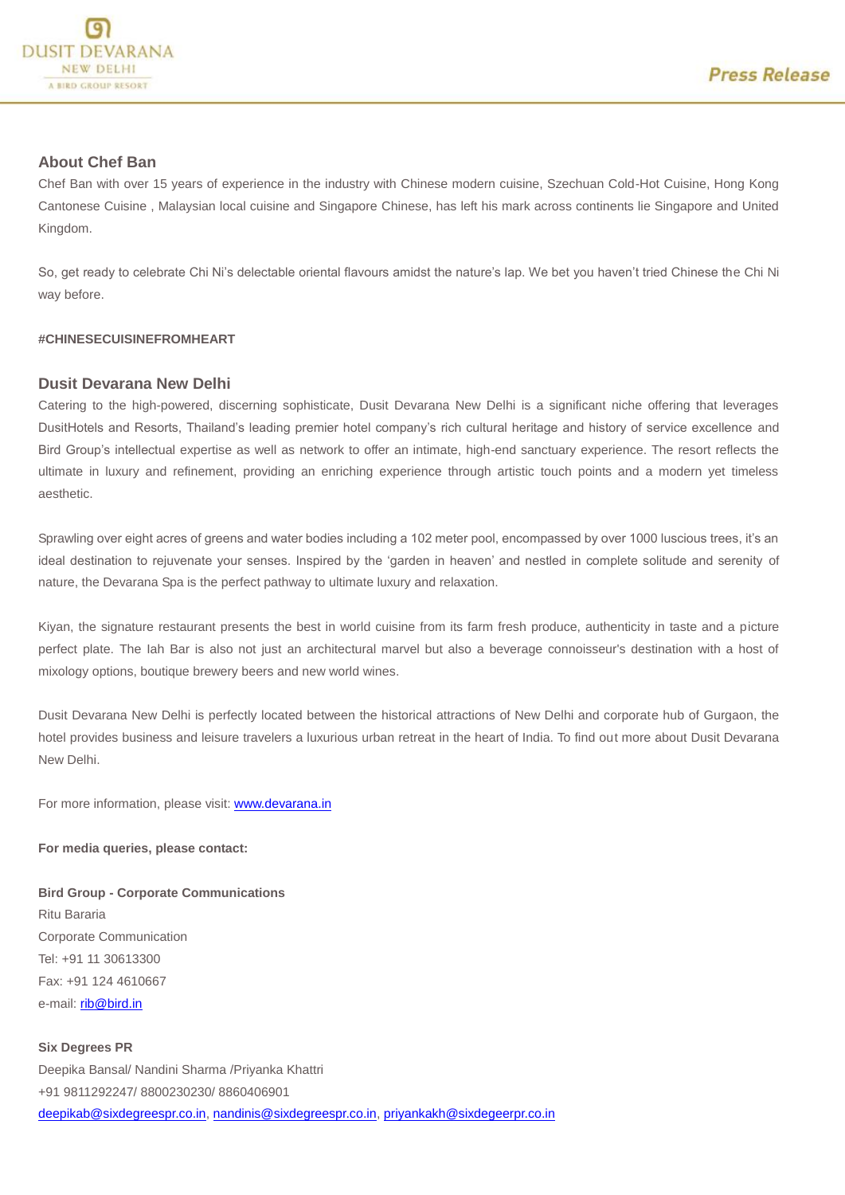## About Chef Ban

Chef Ban with over 15 years of experience in the industry with Chinese modern cuisine, Szechuan Cold-Hot Cuisine, Hong Kong Cantonese Cuisine , Malaysian local cuisine and Singapore Chinese, has left his mark across continents lie Singapore and United Kingdom.

So, get ready to celebrate Chi Ni's delectable oriental flavours amidst the nature's lap. We bet you haven't tried Chinese the Chi Ni way before.

**#CHINESECUISINEFROMHEART**

## Dusit Devarana New Delhi

Catering to the high-powered, discerning sophisticate, Dusit Devarana New Delhi is a significant niche offering that leverages DusitHotels and Resorts, Thailand's leading premier hotel company's rich cultural heritage and history of service excellence and Bird Group's intellectual expertise as well as network to offer an intimate, high-end sanctuary experience. The resort reflects the ultimate in luxury and refinement, providing an enriching experience through artistic touch points and a modern yet timeless aesthetic.

Sprawling over eight acres of greens and water bodies including a 102 meter pool, encompassed by over 1000 luscious trees, it's an ideal destination to rejuvenate your senses. Inspired by the 'garden in heaven' and nestled in complete solitude and serenity of nature, the Devarana Spa is the perfect pathway to ultimate luxury and relaxation.

Kiyan, the signature restaurant presents the best in world cuisine from its farm fresh produce, authenticity in taste and a picture perfect plate. The Iah Bar is also not just an architectural marvel but also a beverage connoisseur's destination with a host of mixology options, boutique brewery beers and new world wines.

Dusit Devarana New Delhi is perfectly located between the historical attractions of New Delhi and corporate hub of Gurgaon, the hotel provides business and leisure travelers a luxurious urban retreat in the heart of India. To find out more about Dusit Devarana New Delhi.

For more information, please visit: www.devarana.in

**For media queries, please contact:**

**Bird Group - Corporate Communications**
Ritu Bararia
Corporate Communication
Tel: +91 11 30613300
Fax: +91 124 4610667
e-mail: rib@bird.in

**Six Degrees PR**
Deepika Bansal/ Nandini Sharma /Priyanka Khattri
+91 9811292247/ 8800230230/ 8860406901
deepikab@sixdegreespr.co.in, nandinis@sixdegreespr.co.in, priyankakh@sixdegeerpr.co.in